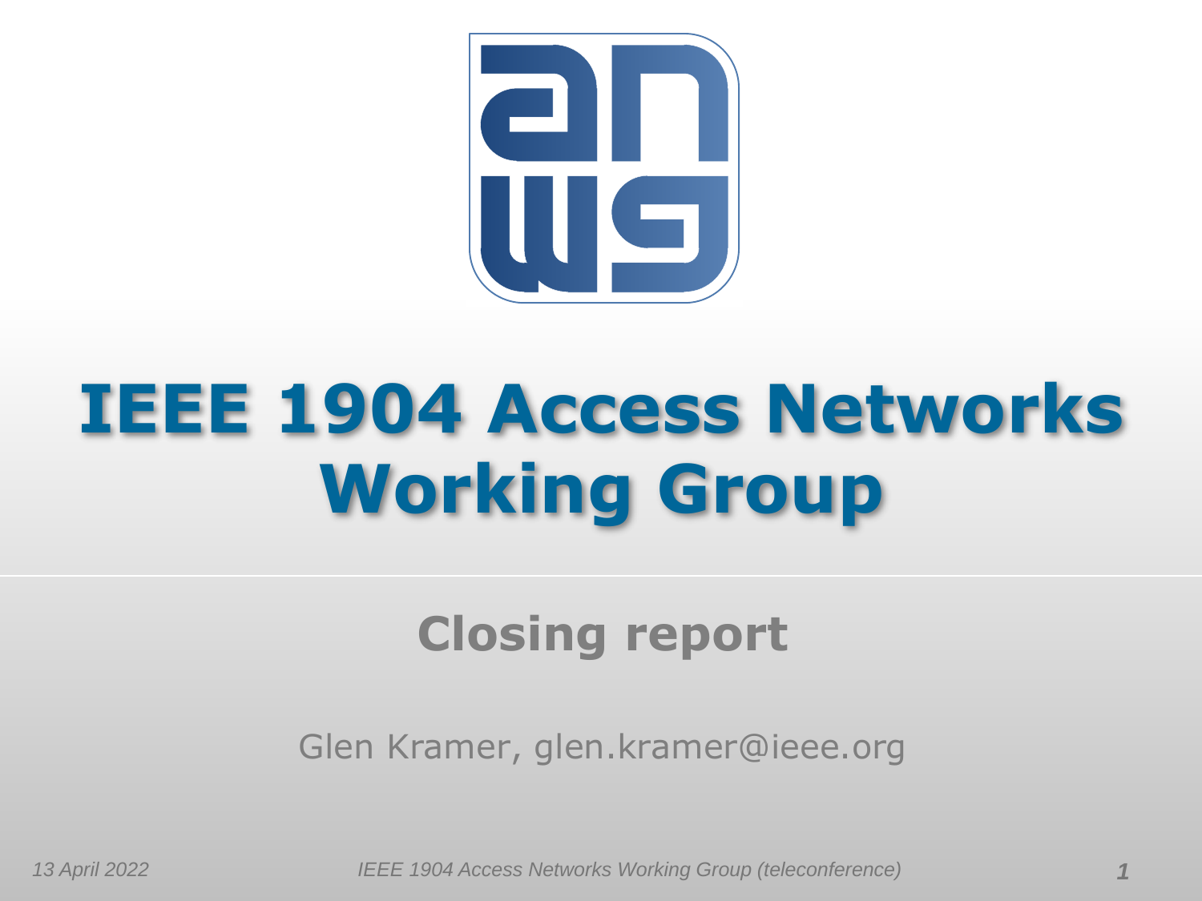# IEEE 1904 Access Networks Working Group

## Closing report

Glen Kramer, glen.kramer@ieee.org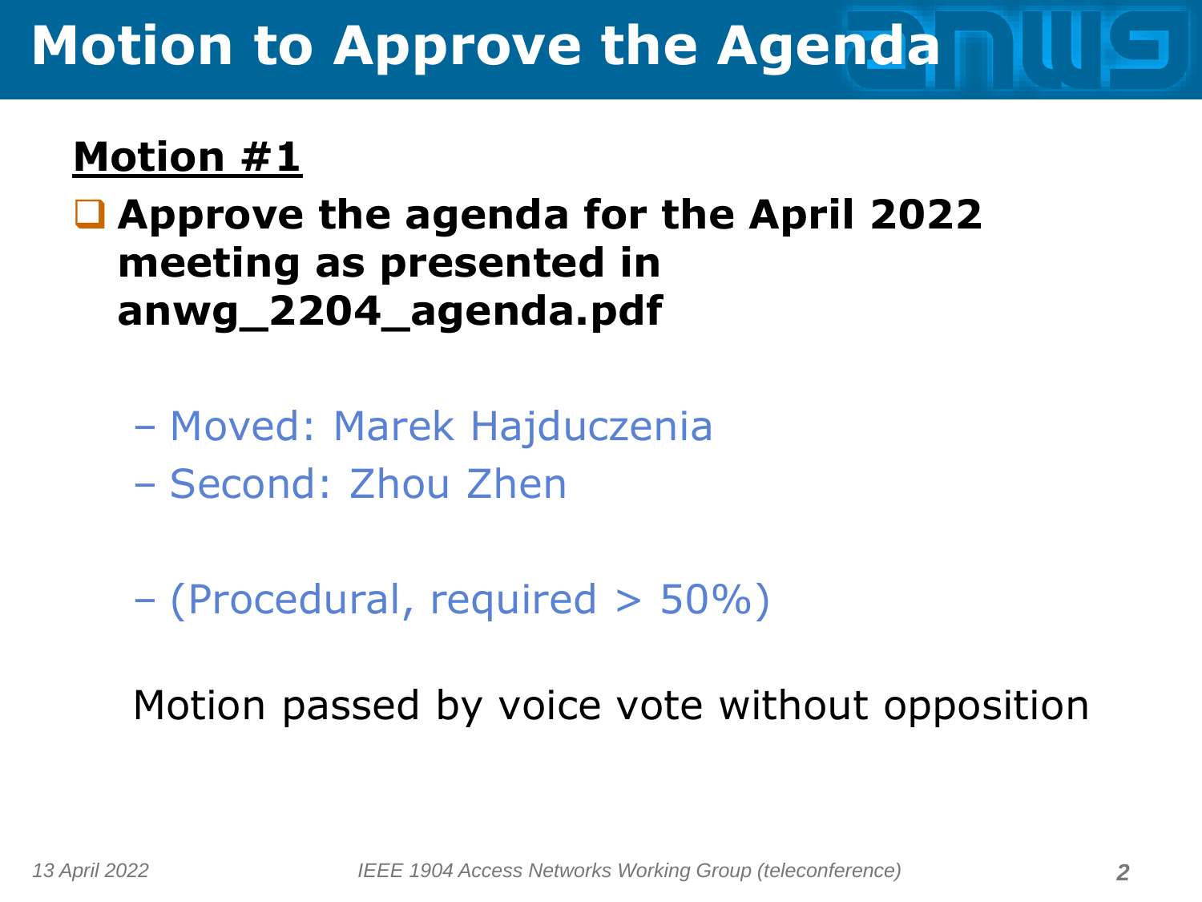# Motion to Approve the Agenda

**Motion #1**

- **Approve the agenda for the April 2022 meeting as presented in anwg_2204_agenda.pdf**

  – Moved: Marek Hajduczenia

  – Second: Zhou Zhen

  – (Procedural, required > 50%)

Motion passed by voice vote without opposition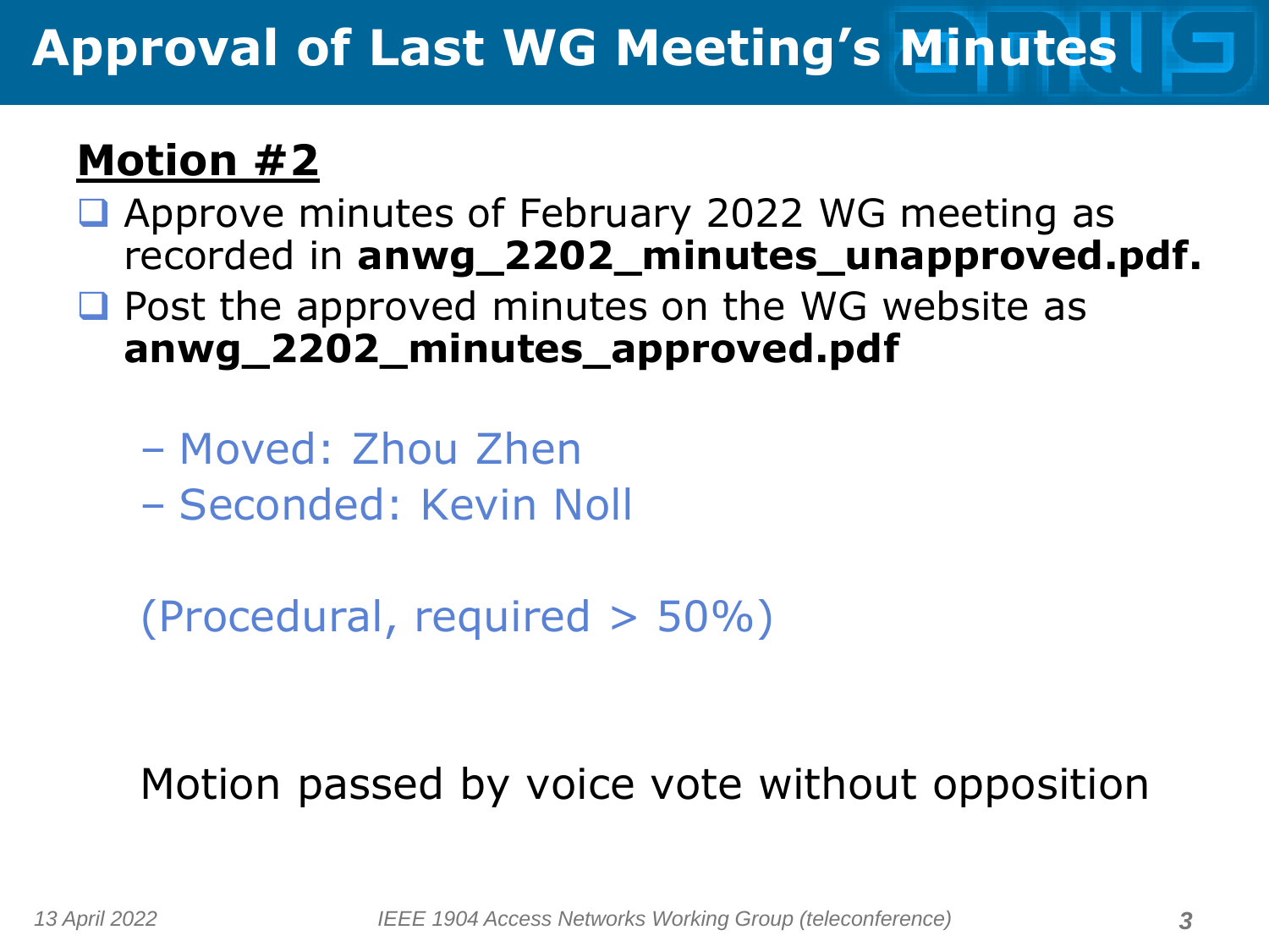# Approval of Last WG Meeting's Minutes

## Motion #2

- Approve minutes of February 2022 WG meeting as recorded in **anwg_2202_minutes_unapproved.pdf.**
- Post the approved minutes on the WG website as **anwg_2202_minutes_approved.pdf**

  - Moved: Zhou Zhen
  - Seconded: Kevin Noll

(Procedural, required > 50%)

Motion passed by voice vote without opposition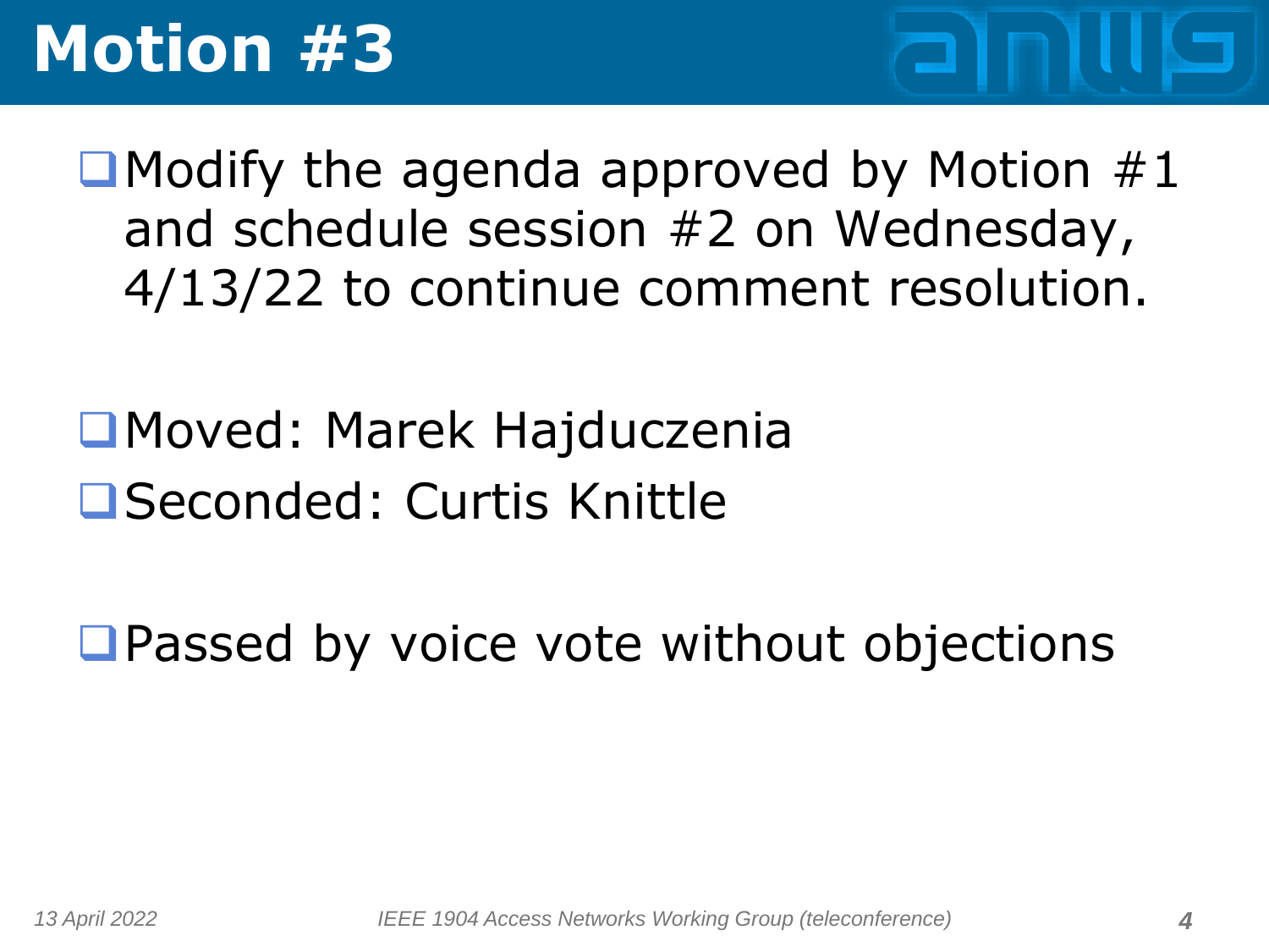# Motion #3

- Modify the agenda approved by Motion #1 and schedule session #2 on Wednesday, 4/13/22 to continue comment resolution.

- Moved: Marek Hajduczenia
- Seconded: Curtis Knittle

- Passed by voice vote without objections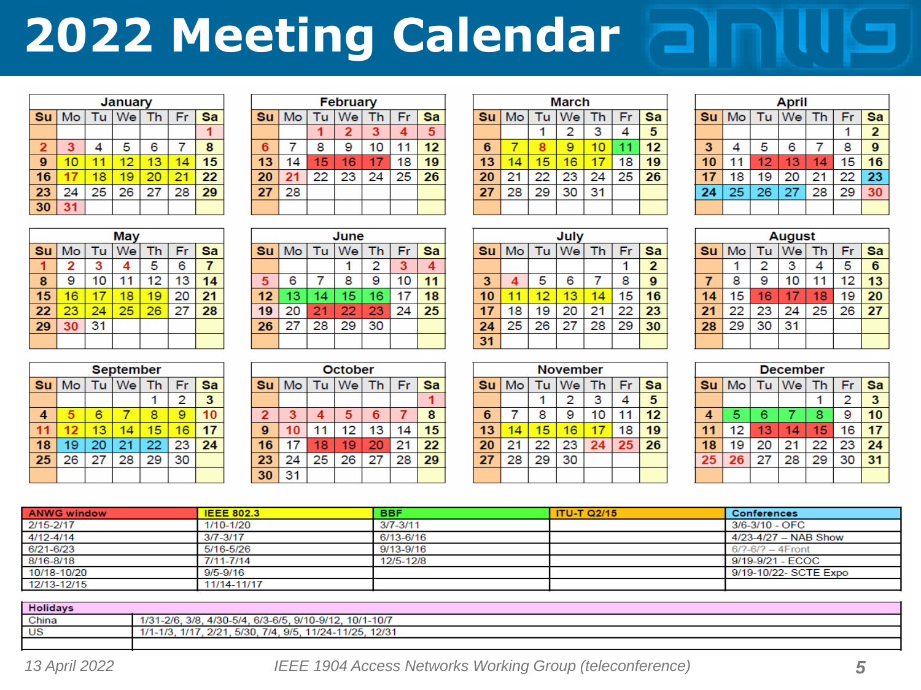# 2022 Meeting Calendar

**January**

| Su | Mo | Tu | We | Th | Fr | Sa |
|---|---|---|---|---|---|---|
| | | | | | | 1 |
| 2 | 3 | 4 | 5 | 6 | 7 | 8 |
| 9 | 10 | 11 | 12 | 13 | 14 | 15 |
| 16 | 17 | 18 | 19 | 20 | 21 | 22 |
| 23 | 24 | 25 | 26 | 27 | 28 | 29 |
| 30 | 31 | | | | | |

**February**

| Su | Mo | Tu | We | Th | Fr | Sa |
|---|---|---|---|---|---|---|
| | | 1 | 2 | 3 | 4 | 5 |
| 6 | 7 | 8 | 9 | 10 | 11 | 12 |
| 13 | 14 | 15 | 16 | 17 | 18 | 19 |
| 20 | 21 | 22 | 23 | 24 | 25 | 26 |
| 27 | 28 | | | | | |

**March**

| Su | Mo | Tu | We | Th | Fr | Sa |
|---|---|---|---|---|---|---|
| | | 1 | 2 | 3 | 4 | 5 |
| 6 | 7 | 8 | 9 | 10 | 11 | 12 |
| 13 | 14 | 15 | 16 | 17 | 18 | 19 |
| 20 | 21 | 22 | 23 | 24 | 25 | 26 |
| 27 | 28 | 29 | 30 | 31 | | |

**April**

| Su | Mo | Tu | We | Th | Fr | Sa |
|---|---|---|---|---|---|---|
| | | | | | 1 | 2 |
| 3 | 4 | 5 | 6 | 7 | 8 | 9 |
| 10 | 11 | 12 | 13 | 14 | 15 | 16 |
| 17 | 18 | 19 | 20 | 21 | 22 | 23 |
| 24 | 25 | 26 | 27 | 28 | 29 | 30 |

**May**

| Su | Mo | Tu | We | Th | Fr | Sa |
|---|---|---|---|---|---|---|
| 1 | 2 | 3 | 4 | 5 | 6 | 7 |
| 8 | 9 | 10 | 11 | 12 | 13 | 14 |
| 15 | 16 | 17 | 18 | 19 | 20 | 21 |
| 22 | 23 | 24 | 25 | 26 | 27 | 28 |
| 29 | 30 | 31 | | | | |

**June**

| Su | Mo | Tu | We | Th | Fr | Sa |
|---|---|---|---|---|---|---|
| | | | 1 | 2 | 3 | 4 |
| 5 | 6 | 7 | 8 | 9 | 10 | 11 |
| 12 | 13 | 14 | 15 | 16 | 17 | 18 |
| 19 | 20 | 21 | 22 | 23 | 24 | 25 |
| 26 | 27 | 28 | 29 | 30 | | |

**July**

| Su | Mo | Tu | We | Th | Fr | Sa |
|---|---|---|---|---|---|---|
| | | | | | 1 | 2 |
| 3 | 4 | 5 | 6 | 7 | 8 | 9 |
| 10 | 11 | 12 | 13 | 14 | 15 | 16 |
| 17 | 18 | 19 | 20 | 21 | 22 | 23 |
| 24 | 25 | 26 | 27 | 28 | 29 | 30 |
| 31 | | | | | | |

**August**

| Su | Mo | Tu | We | Th | Fr | Sa |
|---|---|---|---|---|---|---|
| | 1 | 2 | 3 | 4 | 5 | 6 |
| 7 | 8 | 9 | 10 | 11 | 12 | 13 |
| 14 | 15 | 16 | 17 | 18 | 19 | 20 |
| 21 | 22 | 23 | 24 | 25 | 26 | 27 |
| 28 | 29 | 30 | 31 | | | |

**September**

| Su | Mo | Tu | We | Th | Fr | Sa |
|---|---|---|---|---|---|---|
| | | | | 1 | 2 | 3 |
| 4 | 5 | 6 | 7 | 8 | 9 | 10 |
| 11 | 12 | 13 | 14 | 15 | 16 | 17 |
| 18 | 19 | 20 | 21 | 22 | 23 | 24 |
| 25 | 26 | 27 | 28 | 29 | 30 | |

**October**

| Su | Mo | Tu | We | Th | Fr | Sa |
|---|---|---|---|---|---|---|
| | | | | | | 1 |
| 2 | 3 | 4 | 5 | 6 | 7 | 8 |
| 9 | 10 | 11 | 12 | 13 | 14 | 15 |
| 16 | 17 | 18 | 19 | 20 | 21 | 22 |
| 23 | 24 | 25 | 26 | 27 | 28 | 29 |
| 30 | 31 | | | | | |

**November**

| Su | Mo | Tu | We | Th | Fr | Sa |
|---|---|---|---|---|---|---|
| | | 1 | 2 | 3 | 4 | 5 |
| 6 | 7 | 8 | 9 | 10 | 11 | 12 |
| 13 | 14 | 15 | 16 | 17 | 18 | 19 |
| 20 | 21 | 22 | 23 | 24 | 25 | 26 |
| 27 | 28 | 29 | 30 | | | |

**December**

| Su | Mo | Tu | We | Th | Fr | Sa |
|---|---|---|---|---|---|---|
| | | | | 1 | 2 | 3 |
| 4 | 5 | 6 | 7 | 8 | 9 | 10 |
| 11 | 12 | 13 | 14 | 15 | 16 | 17 |
| 18 | 19 | 20 | 21 | 22 | 23 | 24 |
| 25 | 26 | 27 | 28 | 29 | 30 | 31 |

| ANWG window | IEEE 802.3 | BBF | ITU-T Q2/15 | Conferences |
|---|---|---|---|---|
| 2/15-2/17 | 1/10-1/20 | 3/7-3/11 | | 3/6-3/10 - OFC |
| 4/12-4/14 | 3/7-3/17 | 6/13-6/16 | | 4/23-4/27 – NAB Show |
| 6/21-6/23 | 5/16-5/26 | 9/13-9/16 | | 6/?-6/? – 4Front |
| 8/16-8/18 | 7/11-7/14 | 12/5-12/8 | | 9/19-9/21 - ECOC |
| 10/18-10/20 | 9/5-9/16 | | | 9/19-10/22- SCTE Expo |
| 12/13-12/15 | 11/14-11/17 | | | |

| Holidays | |
|---|---|
| China | 1/31-2/6, 3/8, 4/30-5/4, 6/3-6/5, 9/10-9/12, 10/1-10/7 |
| US | 1/1-1/3, 1/17, 2/21, 5/30, 7/4, 9/5, 11/24-11/25, 12/31 |

*13 April 2022* *IEEE 1904 Access Networks Working Group (teleconference)*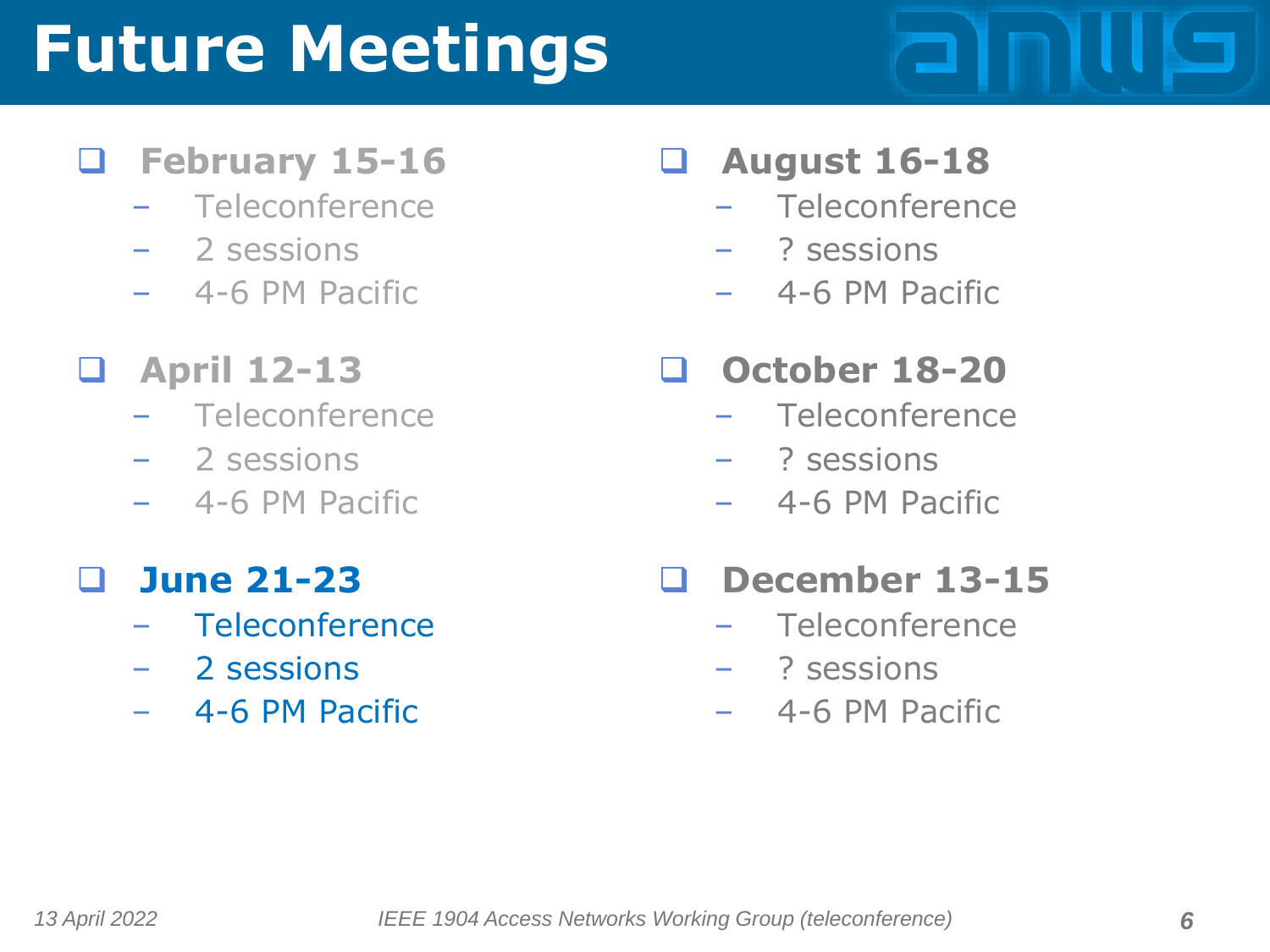# Future Meetings

- **February 15-16**
  - Teleconference
  - 2 sessions
  - 4-6 PM Pacific
- **April 12-13**
  - Teleconference
  - 2 sessions
  - 4-6 PM Pacific
- **June 21-23**
  - Teleconference
  - 2 sessions
  - 4-6 PM Pacific
- **August 16-18**
  - Teleconference
  - ? sessions
  - 4-6 PM Pacific
- **October 18-20**
  - Teleconference
  - ? sessions
  - 4-6 PM Pacific
- **December 13-15**
  - Teleconference
  - ? sessions
  - 4-6 PM Pacific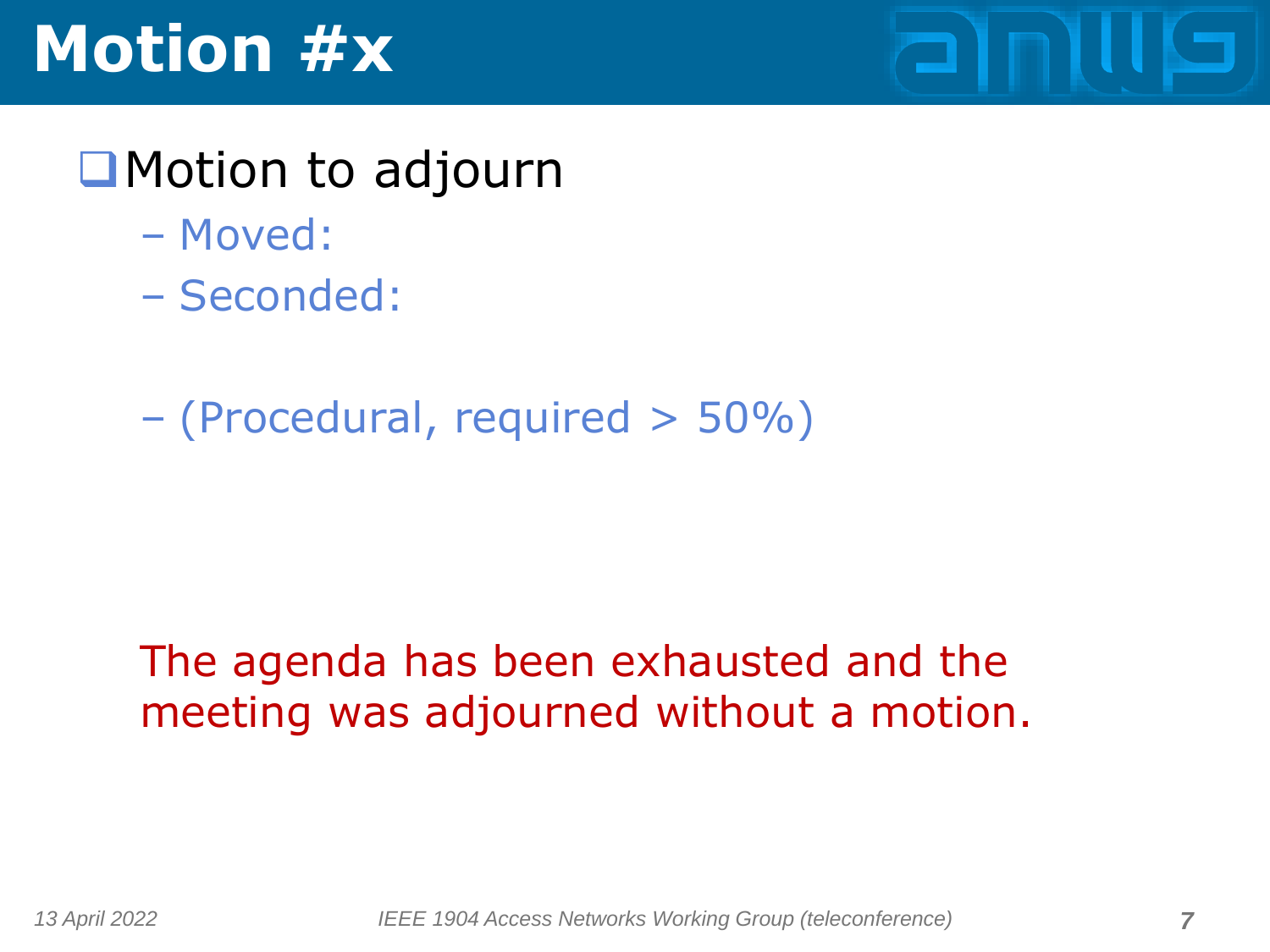# Motion #x

- Motion to adjourn
  - Moved:
  - Seconded:

  - (Procedural, required > 50%)

The agenda has been exhausted and the meeting was adjourned without a motion.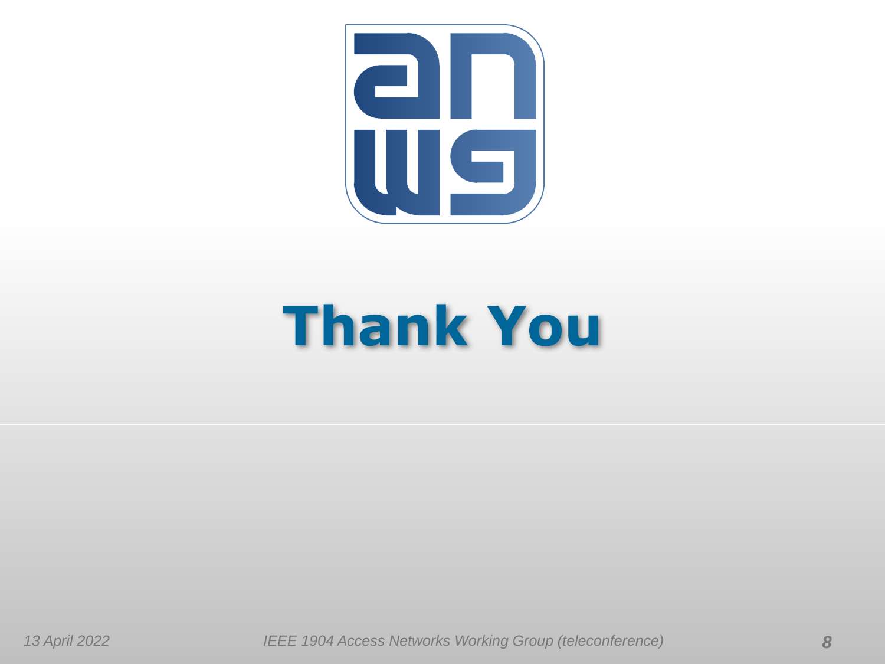# Thank You